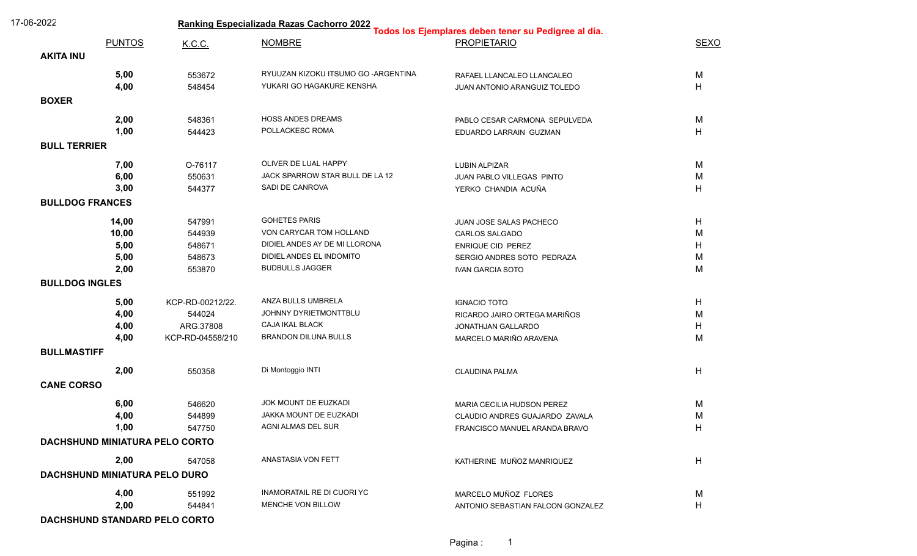17-06-2022

## Ranking Especializada Razas Cachorro 2022

**Todos los Ejemplares deben tener su Pedigree al día.**

| PUNTOS | K.C.C. | NOMBRE | PROPIETARIO | SEXO |
|---|---|---|---|---|
| **AKITA INU** | | | | |
| **5,00** | 553672 | RYUUZAN KIZOKU ITSUMO GO -ARGENTINA | RAFAEL LLANCALEO LLANCALEO | M |
| **4,00** | 548454 | YUKARI GO HAGAKURE KENSHA | JUAN ANTONIO ARANGUIZ TOLEDO | H |
| **BOXER** | | | | |
| **2,00** | 548361 | HOSS ANDES DREAMS | PABLO CESAR CARMONA SEPULVEDA | M |
| **1,00** | 544423 | POLLACKESC ROMA | EDUARDO LARRAIN GUZMAN | H |
| **BULL TERRIER** | | | | |
| **7,00** | O-76117 | OLIVER DE LUAL HAPPY | LUBIN ALPIZAR | M |
| **6,00** | 550631 | JACK SPARROW STAR BULL DE LA 12 | JUAN PABLO VILLEGAS PINTO | M |
| **3,00** | 544377 | SADI DE CANROVA | YERKO CHANDIA ACUÑA | H |
| **BULLDOG FRANCES** | | | | |
| **14,00** | 547991 | GOHETES PARIS | JUAN JOSE SALAS PACHECO | H |
| **10,00** | 544939 | VON CARYCAR TOM HOLLAND | CARLOS SALGADO | M |
| **5,00** | 548671 | DIDIEL ANDES AY DE MI LLORONA | ENRIQUE CID PEREZ | H |
| **5,00** | 548673 | DIDIEL ANDES EL INDOMITO | SERGIO ANDRES SOTO PEDRAZA | M |
| **2,00** | 553870 | BUDBULLS JAGGER | IVAN GARCIA SOTO | M |
| **BULLDOG INGLES** | | | | |
| **5,00** | KCP-RD-00212/22. | ANZA BULLS UMBRELA | IGNACIO TOTO | H |
| **4,00** | 544024 | JOHNNY DYRIETMONTTBLU | RICARDO JAIRO ORTEGA MARIÑOS | M |
| **4,00** | ARG.37808 | CAJA IKAL BLACK | JONATHJAN GALLARDO | H |
| **4,00** | KCP-RD-04558/210 | BRANDON DILUNA BULLS | MARCELO MARIÑO ARAVENA | M |
| **BULLMASTIFF** | | | | |
| **2,00** | 550358 | Di Montoggio INTI | CLAUDINA PALMA | H |
| **CANE CORSO** | | | | |
| **6,00** | 546620 | JOK MOUNT DE EUZKADI | MARIA CECILIA HUDSON PEREZ | M |
| **4,00** | 544899 | JAKKA MOUNT DE EUZKADI | CLAUDIO ANDRES GUAJARDO ZAVALA | M |
| **1,00** | 547750 | AGNI ALMAS DEL SUR | FRANCISCO MANUEL ARANDA BRAVO | H |
| **DACHSHUND MINIATURA PELO CORTO** | | | | |
| **2,00** | 547058 | ANASTASIA VON FETT | KATHERINE MUÑOZ MANRIQUEZ | H |
| **DACHSHUND MINIATURA PELO DURO** | | | | |
| **4,00** | 551992 | INAMORATAIL RE DI CUORI YC | MARCELO MUÑOZ FLORES | M |
| **2,00** | 544841 | MENCHE VON BILLOW | ANTONIO SEBASTIAN FALCON GONZALEZ | H |
| **DACHSHUND STANDARD PELO CORTO** | | | | |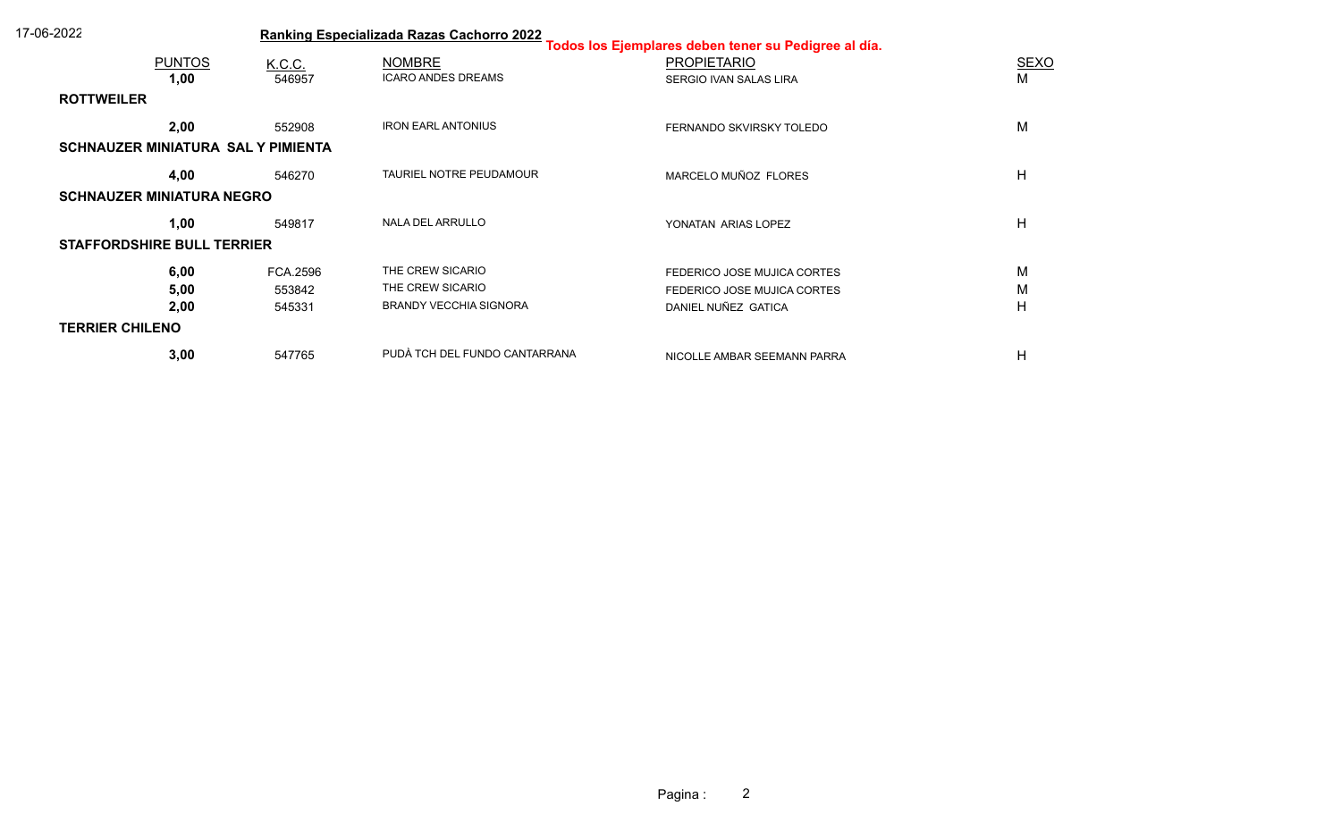17-06-2022

**Ranking Especializada Razas Cachorro 2022**

**Todos los Ejemplares deben tener su Pedigree al día.**

| PUNTOS | K.C.C. | NOMBRE | PROPIETARIO | SEXO |
|---|---|---|---|---|
| 1,00 | 546957 | ICARO ANDES DREAMS | SERGIO IVAN SALAS LIRA | M |
| **ROTTWEILER** | | | | |
| 2,00 | 552908 | IRON EARL ANTONIUS | FERNANDO SKVIRSKY TOLEDO | M |
| **SCHNAUZER MINIATURA SAL Y PIMIENTA** | | | | |
| 4,00 | 546270 | TAURIEL NOTRE PEUDAMOUR | MARCELO MUÑOZ FLORES | H |
| **SCHNAUZER MINIATURA NEGRO** | | | | |
| 1,00 | 549817 | NALA DEL ARRULLO | YONATAN ARIAS LOPEZ | H |
| **STAFFORDSHIRE BULL TERRIER** | | | | |
| 6,00 | FCA.2596 | THE CREW SICARIO | FEDERICO JOSE MUJICA CORTES | M |
| 5,00 | 553842 | THE CREW SICARIO | FEDERICO JOSE MUJICA CORTES | M |
| 2,00 | 545331 | BRANDY VECCHIA SIGNORA | DANIEL NUÑEZ GATICA | H |
| **TERRIER CHILENO** | | | | |
| 3,00 | 547765 | PUDÀ TCH DEL FUNDO CANTARRANA | NICOLLE AMBAR SEEMANN PARRA | H |